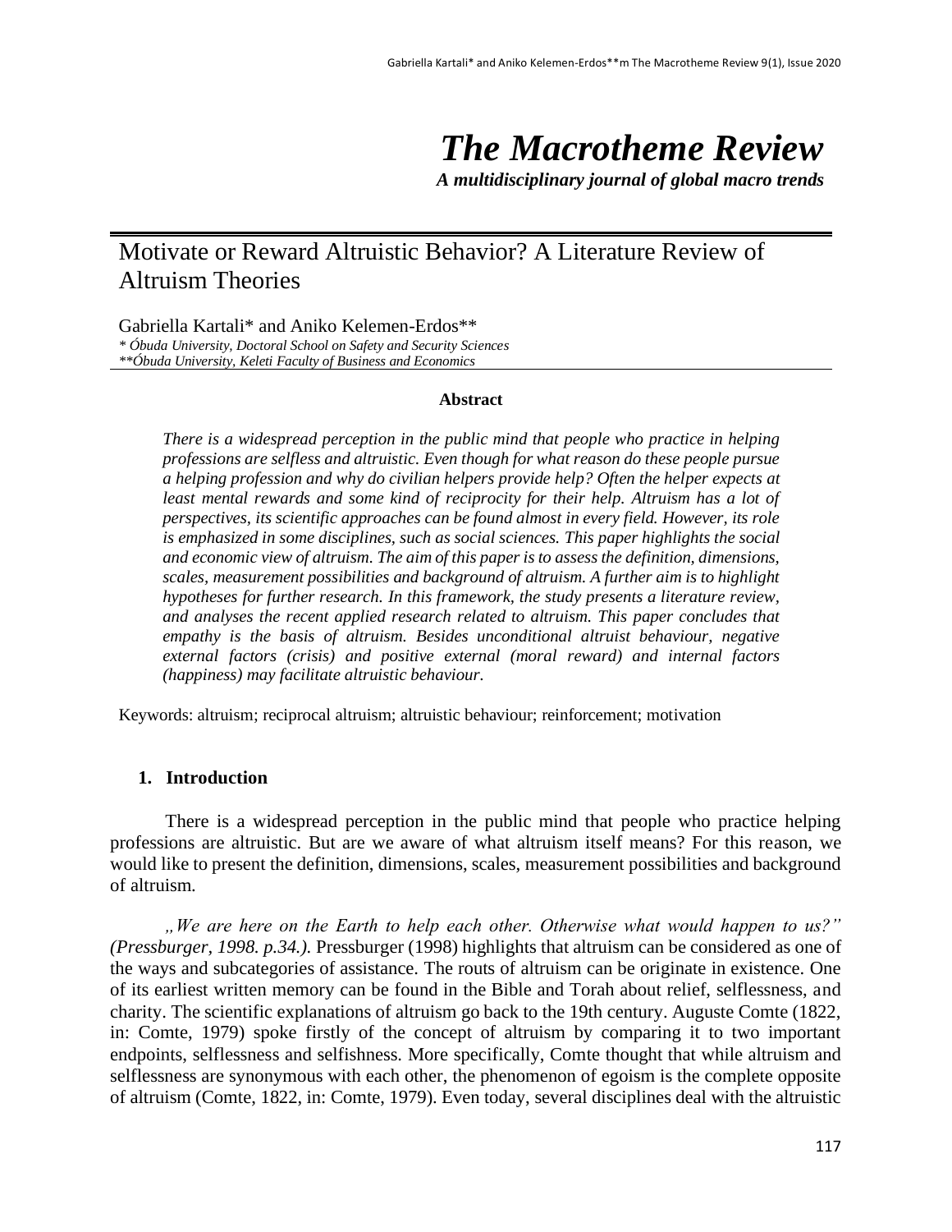# *The Macrotheme Review*

***A multidisciplinary journal of global macro trends***

## Motivate or Reward Altruistic Behavior? A Literature Review of Altruism Theories

Gabriella Kartali* and Aniko Kelemen-Erdos**

*\* Óbuda University, Doctoral School on Safety and Security Sciences*
*\*\*Óbuda University, Keleti Faculty of Business and Economics*

**Abstract**

*There is a widespread perception in the public mind that people who practice in helping professions are selfless and altruistic. Even though for what reason do these people pursue a helping profession and why do civilian helpers provide help? Often the helper expects at least mental rewards and some kind of reciprocity for their help. Altruism has a lot of perspectives, its scientific approaches can be found almost in every field. However, its role is emphasized in some disciplines, such as social sciences. This paper highlights the social and economic view of altruism. The aim of this paper is to assess the definition, dimensions, scales, measurement possibilities and background of altruism. A further aim is to highlight hypotheses for further research. In this framework, the study presents a literature review, and analyses the recent applied research related to altruism. This paper concludes that empathy is the basis of altruism. Besides unconditional altruist behaviour, negative external factors (crisis) and positive external (moral reward) and internal factors (happiness) may facilitate altruistic behaviour.*

Keywords: altruism; reciprocal altruism; altruistic behaviour; reinforcement; motivation

### 1. Introduction

There is a widespread perception in the public mind that people who practice helping professions are altruistic. But are we aware of what altruism itself means? For this reason, we would like to present the definition, dimensions, scales, measurement possibilities and background of altruism.

*„We are here on the Earth to help each other. Otherwise what would happen to us?" (Pressburger, 1998. p.34.).* Pressburger (1998) highlights that altruism can be considered as one of the ways and subcategories of assistance. The routs of altruism can be originate in existence. One of its earliest written memory can be found in the Bible and Torah about relief, selflessness, and charity. The scientific explanations of altruism go back to the 19th century. Auguste Comte (1822, in: Comte, 1979) spoke firstly of the concept of altruism by comparing it to two important endpoints, selflessness and selfishness. More specifically, Comte thought that while altruism and selflessness are synonymous with each other, the phenomenon of egoism is the complete opposite of altruism (Comte, 1822, in: Comte, 1979). Even today, several disciplines deal with the altruistic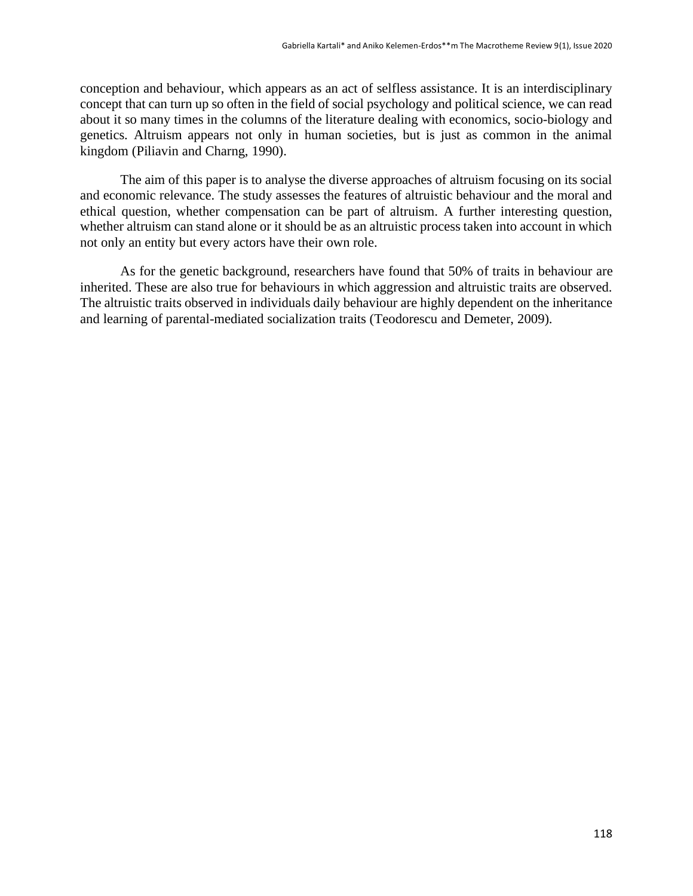conception and behaviour, which appears as an act of selfless assistance. It is an interdisciplinary concept that can turn up so often in the field of social psychology and political science, we can read about it so many times in the columns of the literature dealing with economics, socio-biology and genetics. Altruism appears not only in human societies, but is just as common in the animal kingdom (Piliavin and Charng, 1990).

The aim of this paper is to analyse the diverse approaches of altruism focusing on its social and economic relevance. The study assesses the features of altruistic behaviour and the moral and ethical question, whether compensation can be part of altruism. A further interesting question, whether altruism can stand alone or it should be as an altruistic process taken into account in which not only an entity but every actors have their own role.

As for the genetic background, researchers have found that 50% of traits in behaviour are inherited. These are also true for behaviours in which aggression and altruistic traits are observed. The altruistic traits observed in individuals daily behaviour are highly dependent on the inheritance and learning of parental-mediated socialization traits (Teodorescu and Demeter, 2009).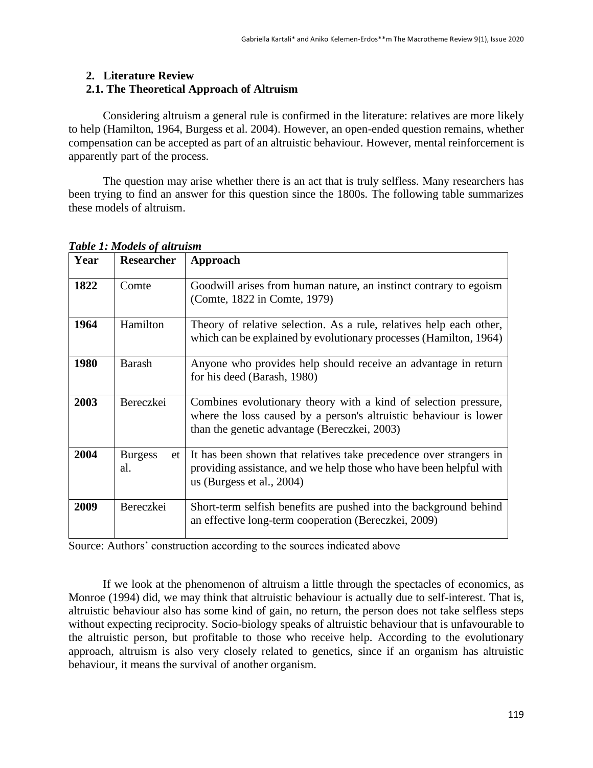## 2. Literature Review

### 2.1. The Theoretical Approach of Altruism

Considering altruism a general rule is confirmed in the literature: relatives are more likely to help (Hamilton, 1964, Burgess et al. 2004). However, an open-ended question remains, whether compensation can be accepted as part of an altruistic behaviour. However, mental reinforcement is apparently part of the process.

The question may arise whether there is an act that is truly selfless. Many researchers has been trying to find an answer for this question since the 1800s. The following table summarizes these models of altruism.

***Table 1: Models of altruism***

| Year | Researcher | Approach |
|---|---|---|
| **1822** | Comte | Goodwill arises from human nature, an instinct contrary to egoism (Comte, 1822 in Comte, 1979) |
| **1964** | Hamilton | Theory of relative selection. As a rule, relatives help each other, which can be explained by evolutionary processes (Hamilton, 1964) |
| **1980** | Barash | Anyone who provides help should receive an advantage in return for his deed (Barash, 1980) |
| **2003** | Bereczkei | Combines evolutionary theory with a kind of selection pressure, where the loss caused by a person's altruistic behaviour is lower than the genetic advantage (Bereczkei, 2003) |
| **2004** | Burgess et al. | It has been shown that relatives take precedence over strangers in providing assistance, and we help those who have been helpful with us (Burgess et al., 2004) |
| **2009** | Bereczkei | Short-term selfish benefits are pushed into the background behind an effective long-term cooperation (Bereczkei, 2009) |

Source: Authors' construction according to the sources indicated above

If we look at the phenomenon of altruism a little through the spectacles of economics, as Monroe (1994) did, we may think that altruistic behaviour is actually due to self-interest. That is, altruistic behaviour also has some kind of gain, no return, the person does not take selfless steps without expecting reciprocity. Socio-biology speaks of altruistic behaviour that is unfavourable to the altruistic person, but profitable to those who receive help. According to the evolutionary approach, altruism is also very closely related to genetics, since if an organism has altruistic behaviour, it means the survival of another organism.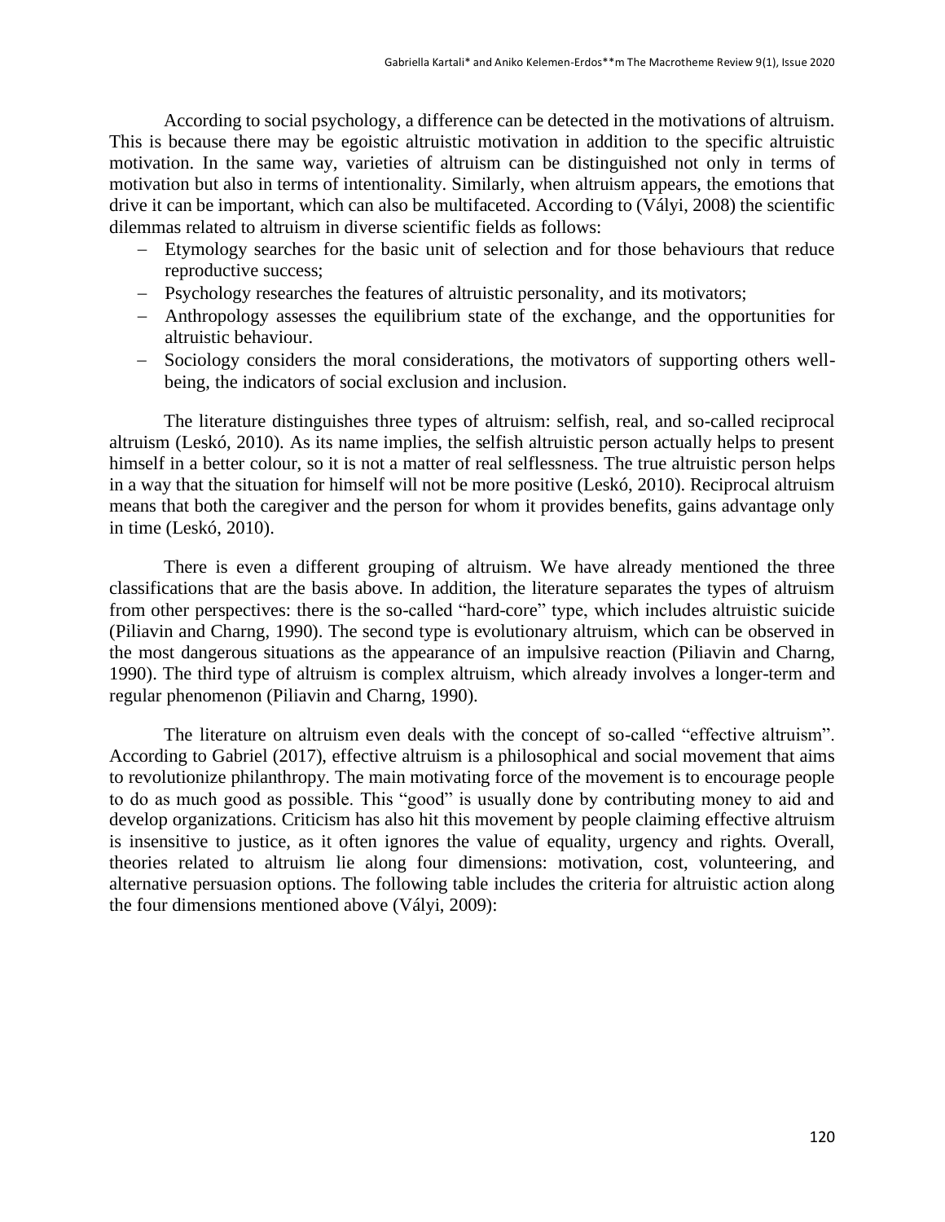According to social psychology, a difference can be detected in the motivations of altruism. This is because there may be egoistic altruistic motivation in addition to the specific altruistic motivation. In the same way, varieties of altruism can be distinguished not only in terms of motivation but also in terms of intentionality. Similarly, when altruism appears, the emotions that drive it can be important, which can also be multifaceted. According to (Vályi, 2008) the scientific dilemmas related to altruism in diverse scientific fields as follows:

- Etymology searches for the basic unit of selection and for those behaviours that reduce reproductive success;
- Psychology researches the features of altruistic personality, and its motivators;
- Anthropology assesses the equilibrium state of the exchange, and the opportunities for altruistic behaviour.
- Sociology considers the moral considerations, the motivators of supporting others well-being, the indicators of social exclusion and inclusion.

The literature distinguishes three types of altruism: selfish, real, and so-called reciprocal altruism (Leskó, 2010). As its name implies, the selfish altruistic person actually helps to present himself in a better colour, so it is not a matter of real selflessness. The true altruistic person helps in a way that the situation for himself will not be more positive (Leskó, 2010). Reciprocal altruism means that both the caregiver and the person for whom it provides benefits, gains advantage only in time (Leskó, 2010).

There is even a different grouping of altruism. We have already mentioned the three classifications that are the basis above. In addition, the literature separates the types of altruism from other perspectives: there is the so-called "hard-core" type, which includes altruistic suicide (Piliavin and Charng, 1990). The second type is evolutionary altruism, which can be observed in the most dangerous situations as the appearance of an impulsive reaction (Piliavin and Charng, 1990). The third type of altruism is complex altruism, which already involves a longer-term and regular phenomenon (Piliavin and Charng, 1990).

The literature on altruism even deals with the concept of so-called "effective altruism". According to Gabriel (2017), effective altruism is a philosophical and social movement that aims to revolutionize philanthropy. The main motivating force of the movement is to encourage people to do as much good as possible. This "good" is usually done by contributing money to aid and develop organizations. Criticism has also hit this movement by people claiming effective altruism is insensitive to justice, as it often ignores the value of equality, urgency and rights. Overall, theories related to altruism lie along four dimensions: motivation, cost, volunteering, and alternative persuasion options. The following table includes the criteria for altruistic action along the four dimensions mentioned above (Vályi, 2009):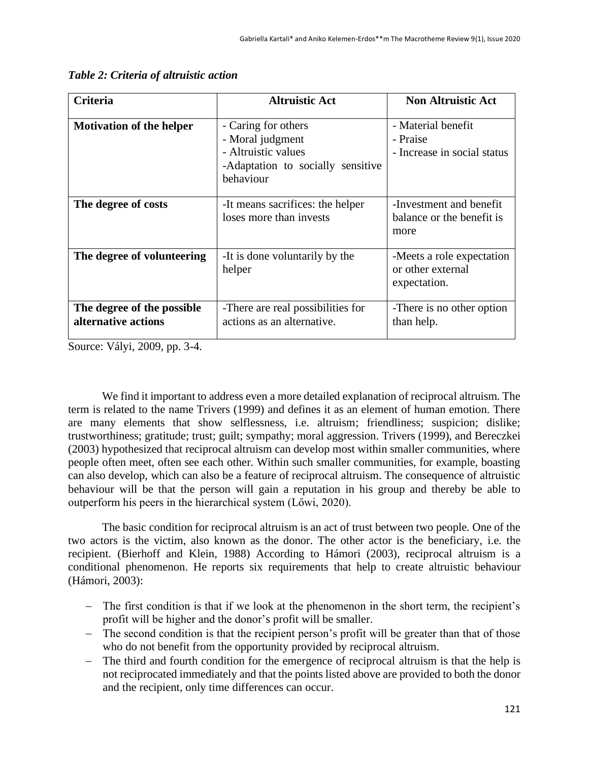*Table 2: Criteria of altruistic action*

| Criteria | Altruistic Act | Non Altruistic Act |
|---|---|---|
| **Motivation of the helper** | - Caring for others<br>- Moral judgment<br>- Altruistic values<br>-Adaptation to socially sensitive behaviour | - Material benefit<br>- Praise<br>- Increase in social status |
| **The degree of costs** | -It means sacrifices: the helper loses more than invests | -Investment and benefit balance or the benefit is more |
| **The degree of volunteering** | -It is done voluntarily by the helper | -Meets a role expectation or other external expectation. |
| **The degree of the possible alternative actions** | -There are real possibilities for actions as an alternative. | -There is no other option than help. |

Source: Vályi, 2009, pp. 3-4.

We find it important to address even a more detailed explanation of reciprocal altruism. The term is related to the name Trivers (1999) and defines it as an element of human emotion. There are many elements that show selflessness, i.e. altruism; friendliness; suspicion; dislike; trustworthiness; gratitude; trust; guilt; sympathy; moral aggression. Trivers (1999), and Bereczkei (2003) hypothesized that reciprocal altruism can develop most within smaller communities, where people often meet, often see each other. Within such smaller communities, for example, boasting can also develop, which can also be a feature of reciprocal altruism. The consequence of altruistic behaviour will be that the person will gain a reputation in his group and thereby be able to outperform his peers in the hierarchical system (Lőwi, 2020).

The basic condition for reciprocal altruism is an act of trust between two people. One of the two actors is the victim, also known as the donor. The other actor is the beneficiary, i.e. the recipient. (Bierhoff and Klein, 1988) According to Hámori (2003), reciprocal altruism is a conditional phenomenon. He reports six requirements that help to create altruistic behaviour (Hámori, 2003):

- The first condition is that if we look at the phenomenon in the short term, the recipient's profit will be higher and the donor's profit will be smaller.
- The second condition is that the recipient person's profit will be greater than that of those who do not benefit from the opportunity provided by reciprocal altruism.
- The third and fourth condition for the emergence of reciprocal altruism is that the help is not reciprocated immediately and that the points listed above are provided to both the donor and the recipient, only time differences can occur.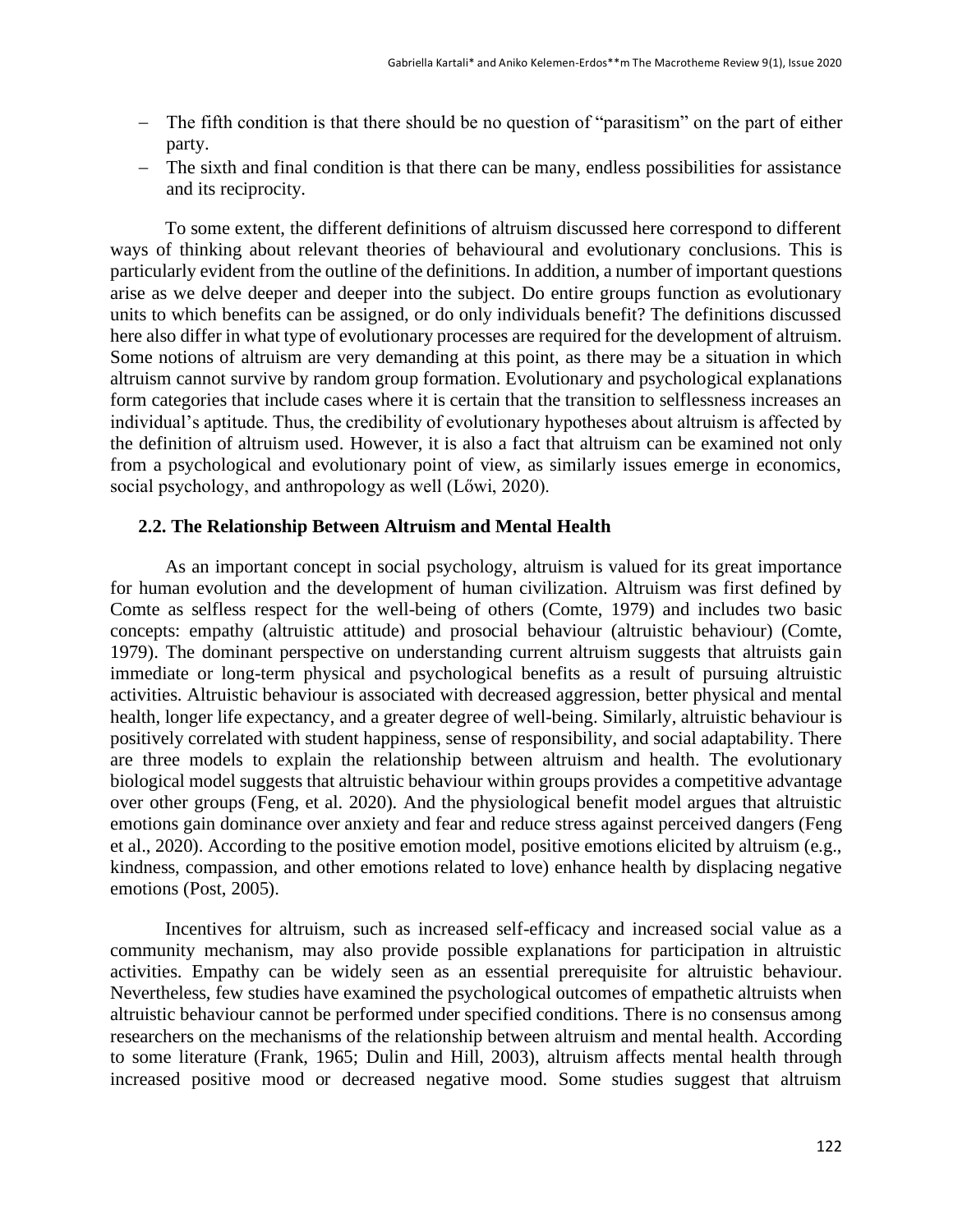- The fifth condition is that there should be no question of "parasitism" on the part of either party.
- The sixth and final condition is that there can be many, endless possibilities for assistance and its reciprocity.

To some extent, the different definitions of altruism discussed here correspond to different ways of thinking about relevant theories of behavioural and evolutionary conclusions. This is particularly evident from the outline of the definitions. In addition, a number of important questions arise as we delve deeper and deeper into the subject. Do entire groups function as evolutionary units to which benefits can be assigned, or do only individuals benefit? The definitions discussed here also differ in what type of evolutionary processes are required for the development of altruism. Some notions of altruism are very demanding at this point, as there may be a situation in which altruism cannot survive by random group formation. Evolutionary and psychological explanations form categories that include cases where it is certain that the transition to selflessness increases an individual's aptitude. Thus, the credibility of evolutionary hypotheses about altruism is affected by the definition of altruism used. However, it is also a fact that altruism can be examined not only from a psychological and evolutionary point of view, as similarly issues emerge in economics, social psychology, and anthropology as well (Lőwi, 2020).

## 2.2. The Relationship Between Altruism and Mental Health

As an important concept in social psychology, altruism is valued for its great importance for human evolution and the development of human civilization. Altruism was first defined by Comte as selfless respect for the well-being of others (Comte, 1979) and includes two basic concepts: empathy (altruistic attitude) and prosocial behaviour (altruistic behaviour) (Comte, 1979). The dominant perspective on understanding current altruism suggests that altruists gain immediate or long-term physical and psychological benefits as a result of pursuing altruistic activities. Altruistic behaviour is associated with decreased aggression, better physical and mental health, longer life expectancy, and a greater degree of well-being. Similarly, altruistic behaviour is positively correlated with student happiness, sense of responsibility, and social adaptability. There are three models to explain the relationship between altruism and health. The evolutionary biological model suggests that altruistic behaviour within groups provides a competitive advantage over other groups (Feng, et al. 2020). And the physiological benefit model argues that altruistic emotions gain dominance over anxiety and fear and reduce stress against perceived dangers (Feng et al., 2020). According to the positive emotion model, positive emotions elicited by altruism (e.g., kindness, compassion, and other emotions related to love) enhance health by displacing negative emotions (Post, 2005).

Incentives for altruism, such as increased self-efficacy and increased social value as a community mechanism, may also provide possible explanations for participation in altruistic activities. Empathy can be widely seen as an essential prerequisite for altruistic behaviour. Nevertheless, few studies have examined the psychological outcomes of empathetic altruists when altruistic behaviour cannot be performed under specified conditions. There is no consensus among researchers on the mechanisms of the relationship between altruism and mental health. According to some literature (Frank, 1965; Dulin and Hill, 2003), altruism affects mental health through increased positive mood or decreased negative mood. Some studies suggest that altruism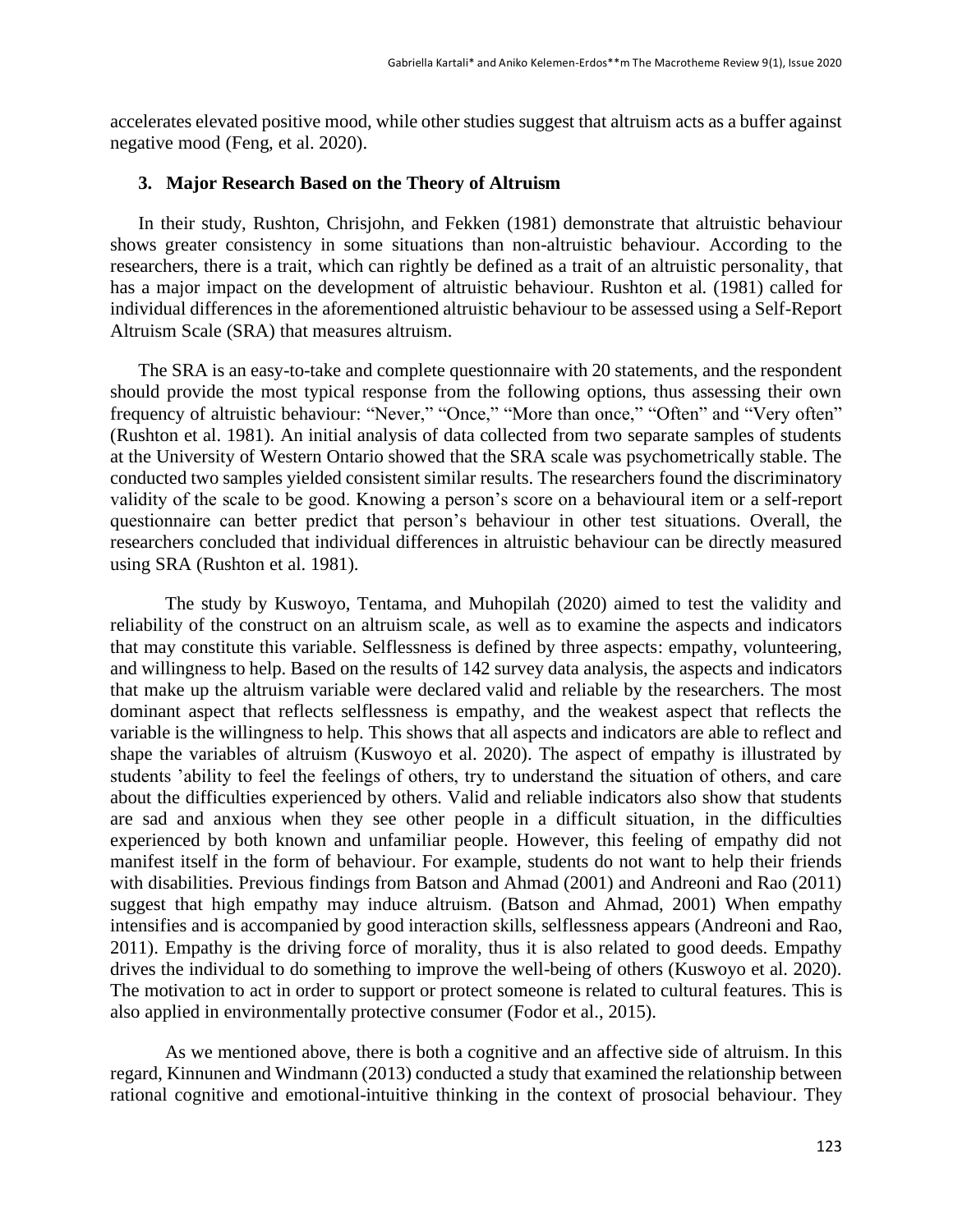accelerates elevated positive mood, while other studies suggest that altruism acts as a buffer against negative mood (Feng, et al. 2020).

## 3. Major Research Based on the Theory of Altruism

In their study, Rushton, Chrisjohn, and Fekken (1981) demonstrate that altruistic behaviour shows greater consistency in some situations than non-altruistic behaviour. According to the researchers, there is a trait, which can rightly be defined as a trait of an altruistic personality, that has a major impact on the development of altruistic behaviour. Rushton et al. (1981) called for individual differences in the aforementioned altruistic behaviour to be assessed using a Self-Report Altruism Scale (SRA) that measures altruism.

The SRA is an easy-to-take and complete questionnaire with 20 statements, and the respondent should provide the most typical response from the following options, thus assessing their own frequency of altruistic behaviour: "Never," "Once," "More than once," "Often" and "Very often" (Rushton et al. 1981). An initial analysis of data collected from two separate samples of students at the University of Western Ontario showed that the SRA scale was psychometrically stable. The conducted two samples yielded consistent similar results. The researchers found the discriminatory validity of the scale to be good. Knowing a person's score on a behavioural item or a self-report questionnaire can better predict that person's behaviour in other test situations. Overall, the researchers concluded that individual differences in altruistic behaviour can be directly measured using SRA (Rushton et al. 1981).

The study by Kuswoyo, Tentama, and Muhopilah (2020) aimed to test the validity and reliability of the construct on an altruism scale, as well as to examine the aspects and indicators that may constitute this variable. Selflessness is defined by three aspects: empathy, volunteering, and willingness to help. Based on the results of 142 survey data analysis, the aspects and indicators that make up the altruism variable were declared valid and reliable by the researchers. The most dominant aspect that reflects selflessness is empathy, and the weakest aspect that reflects the variable is the willingness to help. This shows that all aspects and indicators are able to reflect and shape the variables of altruism (Kuswoyo et al. 2020). The aspect of empathy is illustrated by students 'ability to feel the feelings of others, try to understand the situation of others, and care about the difficulties experienced by others. Valid and reliable indicators also show that students are sad and anxious when they see other people in a difficult situation, in the difficulties experienced by both known and unfamiliar people. However, this feeling of empathy did not manifest itself in the form of behaviour. For example, students do not want to help their friends with disabilities. Previous findings from Batson and Ahmad (2001) and Andreoni and Rao (2011) suggest that high empathy may induce altruism. (Batson and Ahmad, 2001) When empathy intensifies and is accompanied by good interaction skills, selflessness appears (Andreoni and Rao, 2011). Empathy is the driving force of morality, thus it is also related to good deeds. Empathy drives the individual to do something to improve the well-being of others (Kuswoyo et al. 2020). The motivation to act in order to support or protect someone is related to cultural features. This is also applied in environmentally protective consumer (Fodor et al., 2015).

As we mentioned above, there is both a cognitive and an affective side of altruism. In this regard, Kinnunen and Windmann (2013) conducted a study that examined the relationship between rational cognitive and emotional-intuitive thinking in the context of prosocial behaviour. They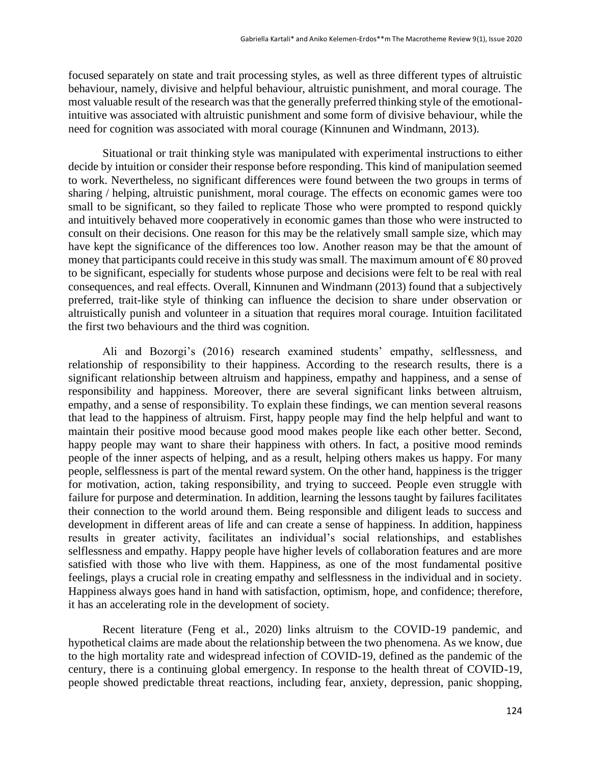focused separately on state and trait processing styles, as well as three different types of altruistic behaviour, namely, divisive and helpful behaviour, altruistic punishment, and moral courage. The most valuable result of the research was that the generally preferred thinking style of the emotional-intuitive was associated with altruistic punishment and some form of divisive behaviour, while the need for cognition was associated with moral courage (Kinnunen and Windmann, 2013).

Situational or trait thinking style was manipulated with experimental instructions to either decide by intuition or consider their response before responding. This kind of manipulation seemed to work. Nevertheless, no significant differences were found between the two groups in terms of sharing / helping, altruistic punishment, moral courage. The effects on economic games were too small to be significant, so they failed to replicate Those who were prompted to respond quickly and intuitively behaved more cooperatively in economic games than those who were instructed to consult on their decisions. One reason for this may be the relatively small sample size, which may have kept the significance of the differences too low. Another reason may be that the amount of money that participants could receive in this study was small. The maximum amount of € 80 proved to be significant, especially for students whose purpose and decisions were felt to be real with real consequences, and real effects. Overall, Kinnunen and Windmann (2013) found that a subjectively preferred, trait-like style of thinking can influence the decision to share under observation or altruistically punish and volunteer in a situation that requires moral courage. Intuition facilitated the first two behaviours and the third was cognition.

Ali and Bozorgi's (2016) research examined students' empathy, selflessness, and relationship of responsibility to their happiness. According to the research results, there is a significant relationship between altruism and happiness, empathy and happiness, and a sense of responsibility and happiness. Moreover, there are several significant links between altruism, empathy, and a sense of responsibility. To explain these findings, we can mention several reasons that lead to the happiness of altruism. First, happy people may find the help helpful and want to maintain their positive mood because good mood makes people like each other better. Second, happy people may want to share their happiness with others. In fact, a positive mood reminds people of the inner aspects of helping, and as a result, helping others makes us happy. For many people, selflessness is part of the mental reward system. On the other hand, happiness is the trigger for motivation, action, taking responsibility, and trying to succeed. People even struggle with failure for purpose and determination. In addition, learning the lessons taught by failures facilitates their connection to the world around them. Being responsible and diligent leads to success and development in different areas of life and can create a sense of happiness. In addition, happiness results in greater activity, facilitates an individual's social relationships, and establishes selflessness and empathy. Happy people have higher levels of collaboration features and are more satisfied with those who live with them. Happiness, as one of the most fundamental positive feelings, plays a crucial role in creating empathy and selflessness in the individual and in society. Happiness always goes hand in hand with satisfaction, optimism, hope, and confidence; therefore, it has an accelerating role in the development of society.

Recent literature (Feng et al., 2020) links altruism to the COVID-19 pandemic, and hypothetical claims are made about the relationship between the two phenomena. As we know, due to the high mortality rate and widespread infection of COVID-19, defined as the pandemic of the century, there is a continuing global emergency. In response to the health threat of COVID-19, people showed predictable threat reactions, including fear, anxiety, depression, panic shopping,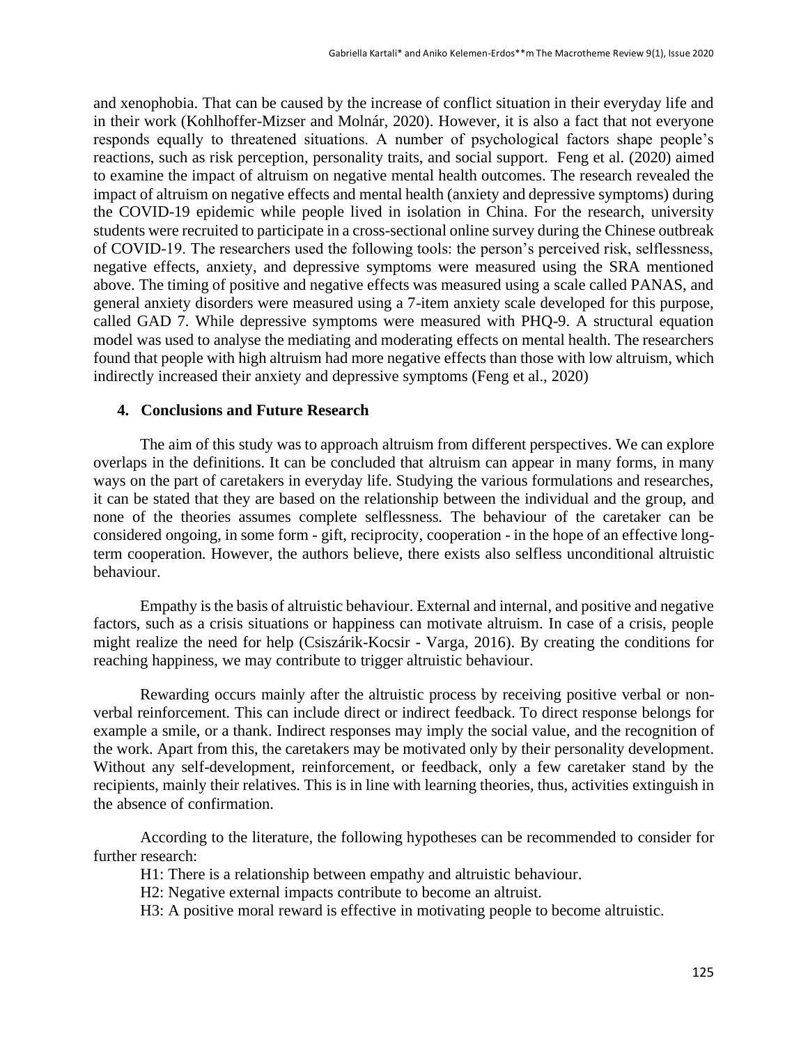and xenophobia. That can be caused by the increase of conflict situation in their everyday life and in their work (Kohlhoffer-Mizser and Molnár, 2020). However, it is also a fact that not everyone responds equally to threatened situations. A number of psychological factors shape people's reactions, such as risk perception, personality traits, and social support. Feng et al. (2020) aimed to examine the impact of altruism on negative mental health outcomes. The research revealed the impact of altruism on negative effects and mental health (anxiety and depressive symptoms) during the COVID-19 epidemic while people lived in isolation in China. For the research, university students were recruited to participate in a cross-sectional online survey during the Chinese outbreak of COVID-19. The researchers used the following tools: the person's perceived risk, selflessness, negative effects, anxiety, and depressive symptoms were measured using the SRA mentioned above. The timing of positive and negative effects was measured using a scale called PANAS, and general anxiety disorders were measured using a 7-item anxiety scale developed for this purpose, called GAD 7. While depressive symptoms were measured with PHQ-9. A structural equation model was used to analyse the mediating and moderating effects on mental health. The researchers found that people with high altruism had more negative effects than those with low altruism, which indirectly increased their anxiety and depressive symptoms (Feng et al., 2020)

## 4. Conclusions and Future Research

The aim of this study was to approach altruism from different perspectives. We can explore overlaps in the definitions. It can be concluded that altruism can appear in many forms, in many ways on the part of caretakers in everyday life. Studying the various formulations and researches, it can be stated that they are based on the relationship between the individual and the group, and none of the theories assumes complete selflessness. The behaviour of the caretaker can be considered ongoing, in some form - gift, reciprocity, cooperation - in the hope of an effective long-term cooperation. However, the authors believe, there exists also selfless unconditional altruistic behaviour.

Empathy is the basis of altruistic behaviour. External and internal, and positive and negative factors, such as a crisis situations or happiness can motivate altruism. In case of a crisis, people might realize the need for help (Csiszárik-Kocsir - Varga, 2016). By creating the conditions for reaching happiness, we may contribute to trigger altruistic behaviour.

Rewarding occurs mainly after the altruistic process by receiving positive verbal or non-verbal reinforcement. This can include direct or indirect feedback. To direct response belongs for example a smile, or a thank. Indirect responses may imply the social value, and the recognition of the work. Apart from this, the caretakers may be motivated only by their personality development. Without any self-development, reinforcement, or feedback, only a few caretaker stand by the recipients, mainly their relatives. This is in line with learning theories, thus, activities extinguish in the absence of confirmation.

According to the literature, the following hypotheses can be recommended to consider for further research:

H1: There is a relationship between empathy and altruistic behaviour.

H2: Negative external impacts contribute to become an altruist.

H3: A positive moral reward is effective in motivating people to become altruistic.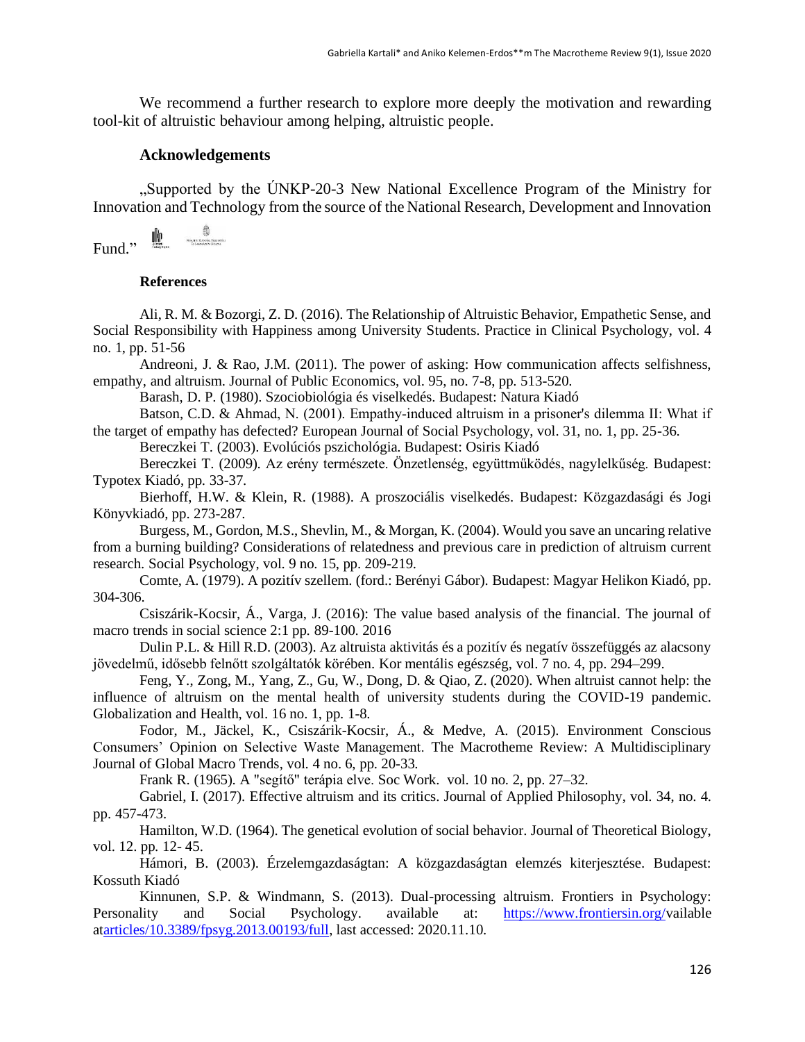We recommend a further research to explore more deeply the motivation and rewarding tool-kit of altruistic behaviour among helping, altruistic people.

## Acknowledgements

„Supported by the ÚNKP-20-3 New National Excellence Program of the Ministry for Innovation and Technology from the source of the National Research, Development and Innovation Fund."

## References

Ali, R. M. & Bozorgi, Z. D. (2016). The Relationship of Altruistic Behavior, Empathetic Sense, and Social Responsibility with Happiness among University Students. Practice in Clinical Psychology, vol. 4 no. 1, pp. 51-56

Andreoni, J. & Rao, J.M. (2011). The power of asking: How communication affects selfishness, empathy, and altruism. Journal of Public Economics, vol. 95, no. 7-8, pp. 513-520.

Barash, D. P. (1980). Szociobiológia és viselkedés. Budapest: Natura Kiadó

Batson, C.D. & Ahmad, N. (2001). Empathy-induced altruism in a prisoner's dilemma II: What if the target of empathy has defected? European Journal of Social Psychology, vol. 31, no. 1, pp. 25-36.

Bereczkei T. (2003). Evolúciós pszichológia. Budapest: Osiris Kiadó

Bereczkei T. (2009). Az erény természete. Önzetlenség, együttműködés, nagylelkűség. Budapest: Typotex Kiadó, pp. 33-37.

Bierhoff, H.W. & Klein, R. (1988). A proszociális viselkedés. Budapest: Közgazdasági és Jogi Könyvkiadó, pp. 273-287.

Burgess, M., Gordon, M.S., Shevlin, M., & Morgan, K. (2004). Would you save an uncaring relative from a burning building? Considerations of relatedness and previous care in prediction of altruism current research. Social Psychology, vol. 9 no. 15, pp. 209-219.

Comte, A. (1979). A pozitív szellem. (ford.: Berényi Gábor). Budapest: Magyar Helikon Kiadó, pp. 304-306.

Csiszárik-Kocsir, Á., Varga, J. (2016): The value based analysis of the financial. The journal of macro trends in social science 2:1 pp. 89-100. 2016

Dulin P.L. & Hill R.D. (2003). Az altruista aktivitás és a pozitív és negatív összefüggés az alacsony jövedelmű, idősebb felnőtt szolgáltatók körében. Kor mentális egészség, vol. 7 no. 4, pp. 294–299.

Feng, Y., Zong, M., Yang, Z., Gu, W., Dong, D. & Qiao, Z. (2020). When altruist cannot help: the influence of altruism on the mental health of university students during the COVID-19 pandemic. Globalization and Health, vol. 16 no. 1, pp. 1-8.

Fodor, M., Jäckel, K., Csiszárik-Kocsir, Á., & Medve, A. (2015). Environment Conscious Consumers' Opinion on Selective Waste Management. The Macrotheme Review: A Multidisciplinary Journal of Global Macro Trends, vol. 4 no. 6, pp. 20-33.

Frank R. (1965). A "segítő" terápia elve. Soc Work. vol. 10 no. 2, pp. 27–32.

Gabriel, I. (2017). Effective altruism and its critics. Journal of Applied Philosophy, vol. 34, no. 4. pp. 457-473.

Hamilton, W.D. (1964). The genetical evolution of social behavior. Journal of Theoretical Biology, vol. 12. pp. 12- 45.

Hámori, B. (2003). Érzelemgazdaságtan: A közgazdaságtan elemzés kiterjesztése. Budapest: Kossuth Kiadó

Kinnunen, S.P. & Windmann, S. (2013). Dual-processing altruism. Frontiers in Psychology: Personality and Social Psychology. available at: https://www.frontiersin.org/vailable atarticles/10.3389/fpsyg.2013.00193/full, last accessed: 2020.11.10.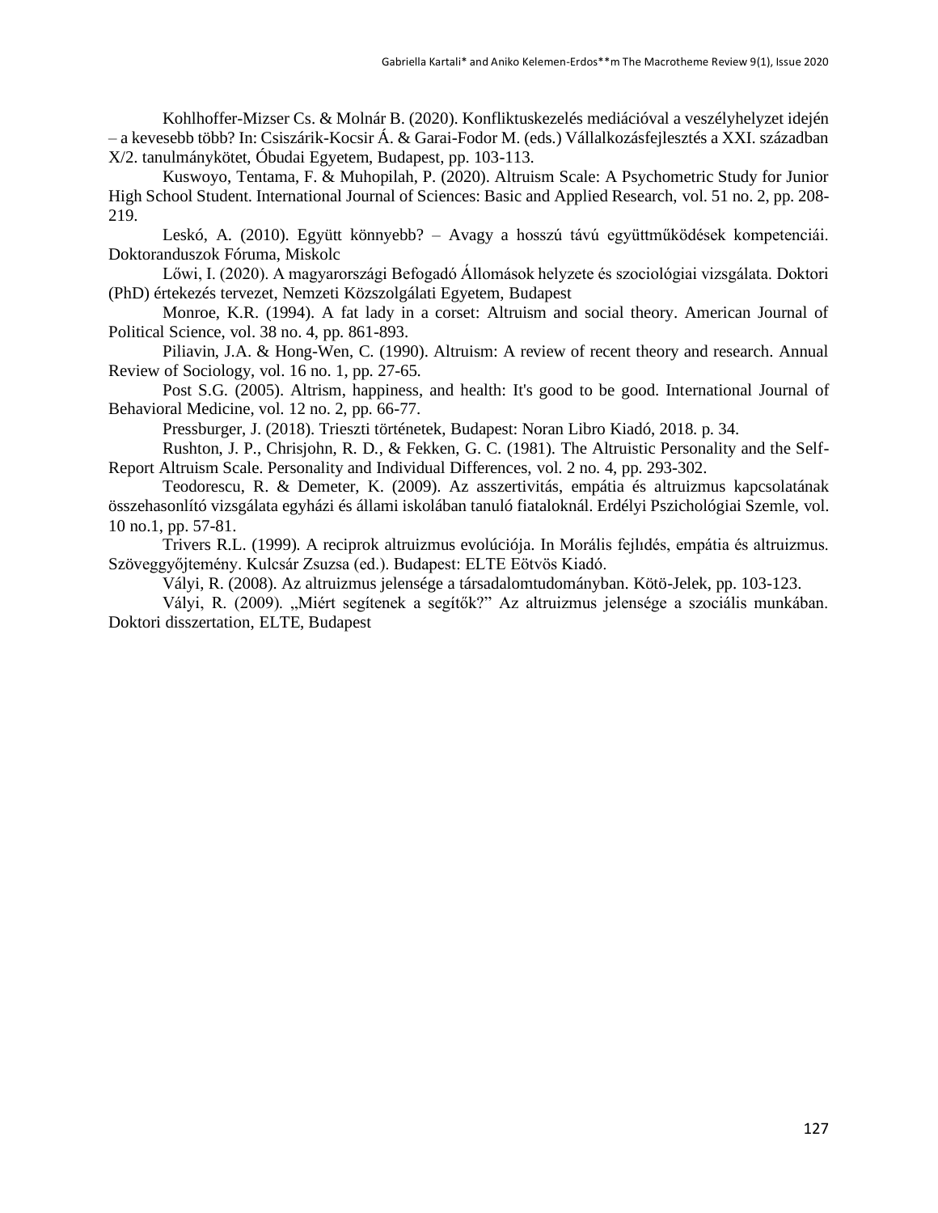Kohlhoffer-Mizser Cs. & Molnár B. (2020). Konfliktuskezelés mediációval a veszélyhelyzet idején – a kevesebb több? In: Csiszárik-Kocsir Á. & Garai-Fodor M. (eds.) Vállalkozásfejlesztés a XXI. században X/2. tanulmánykötet, Óbudai Egyetem, Budapest, pp. 103-113.

Kuswoyo, Tentama, F. & Muhopilah, P. (2020). Altruism Scale: A Psychometric Study for Junior High School Student. International Journal of Sciences: Basic and Applied Research, vol. 51 no. 2, pp. 208-219.

Leskó, A. (2010). Együtt könnyebb? – Avagy a hosszú távú együttműködések kompetenciái. Doktoranduszok Fóruma, Miskolc

Lőwi, I. (2020). A magyarországi Befogadó Állomások helyzete és szociológiai vizsgálata. Doktori (PhD) értekezés tervezet, Nemzeti Közszolgálati Egyetem, Budapest

Monroe, K.R. (1994). A fat lady in a corset: Altruism and social theory. American Journal of Political Science, vol. 38 no. 4, pp. 861-893.

Piliavin, J.A. & Hong-Wen, C. (1990). Altruism: A review of recent theory and research. Annual Review of Sociology, vol. 16 no. 1, pp. 27-65.

Post S.G. (2005). Altrism, happiness, and health: It's good to be good. International Journal of Behavioral Medicine, vol. 12 no. 2, pp. 66-77.

Pressburger, J. (2018). Trieszti történetek, Budapest: Noran Libro Kiadó, 2018. p. 34.

Rushton, J. P., Chrisjohn, R. D., & Fekken, G. C. (1981). The Altruistic Personality and the Self-Report Altruism Scale. Personality and Individual Differences, vol. 2 no. 4, pp. 293-302.

Teodorescu, R. & Demeter, K. (2009). Az asszertivitás, empátia és altruizmus kapcsolatának összehasonlító vizsgálata egyházi és állami iskolában tanuló fiataloknál. Erdélyi Pszichológiai Szemle, vol. 10 no.1, pp. 57-81.

Trivers R.L. (1999). A reciprok altruizmus evolúciója. In Morális fejlıdés, empátia és altruizmus. Szöveggyőjtemény. Kulcsár Zsuzsa (ed.). Budapest: ELTE Eötvös Kiadó.

Vályi, R. (2008). Az altruizmus jelensége a társadalomtudományban. Kötö-Jelek, pp. 103-123.

Vályi, R. (2009). „Miért segítenek a segítők?" Az altruizmus jelensége a szociális munkában. Doktori disszertation, ELTE, Budapest